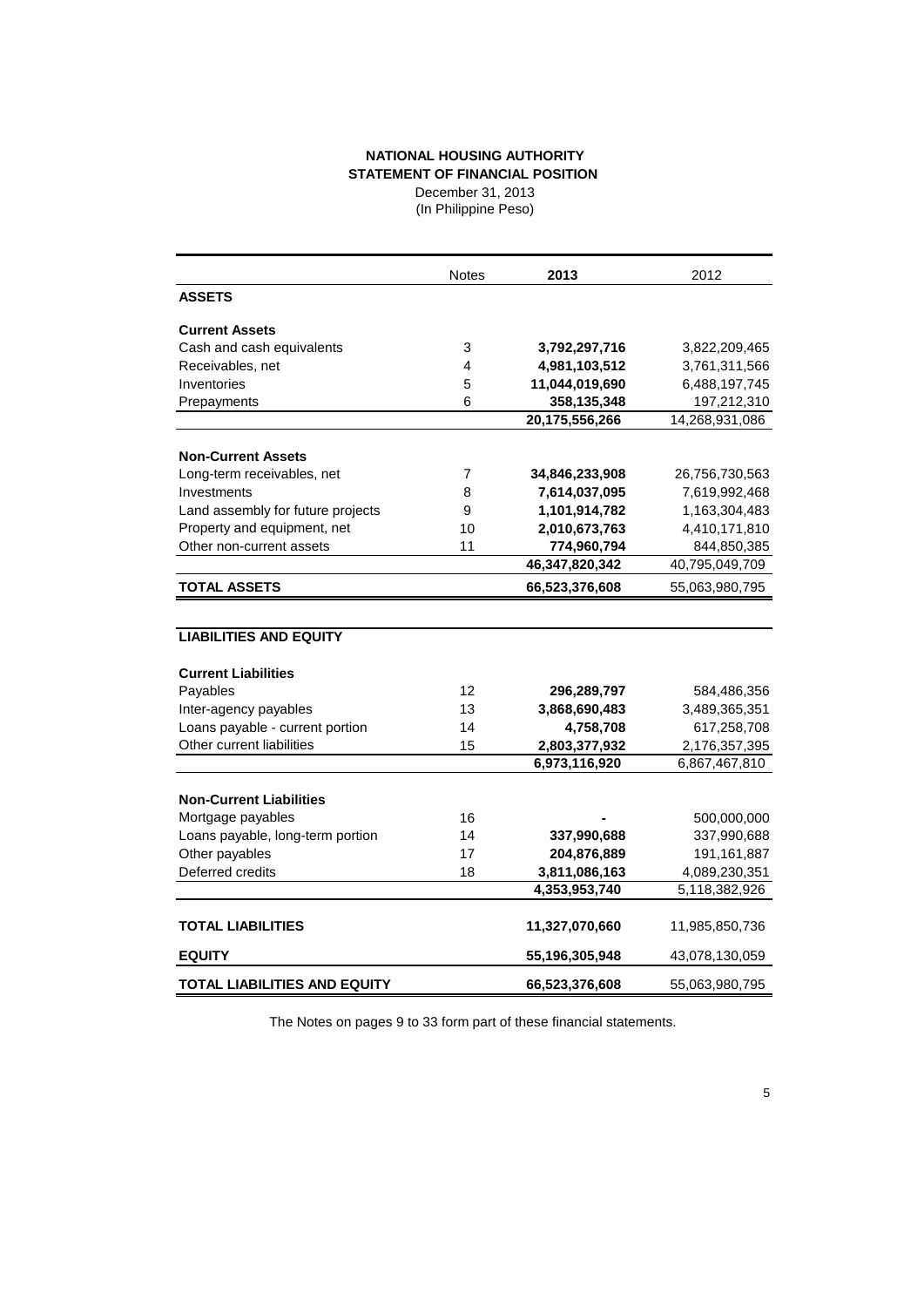# NATIONAL HOUSING AUTHORITY
## STATEMENT OF FINANCIAL POSITION
December 31, 2013
(In Philippine Peso)

| | Notes | 2013 | 2012 |
|---|---|---|---|
| **ASSETS** | | | |
| **Current Assets** | | | |
| Cash and cash equivalents | 3 | **3,792,297,716** | 3,822,209,465 |
| Receivables, net | 4 | **4,981,103,512** | 3,761,311,566 |
| Inventories | 5 | **11,044,019,690** | 6,488,197,745 |
| Prepayments | 6 | **358,135,348** | 197,212,310 |
| | | **20,175,556,266** | 14,268,931,086 |
| **Non-Current Assets** | | | |
| Long-term receivables, net | 7 | **34,846,233,908** | 26,756,730,563 |
| Investments | 8 | **7,614,037,095** | 7,619,992,468 |
| Land assembly for future projects | 9 | **1,101,914,782** | 1,163,304,483 |
| Property and equipment, net | 10 | **2,010,673,763** | 4,410,171,810 |
| Other non-current assets | 11 | **774,960,794** | 844,850,385 |
| | | **46,347,820,342** | 40,795,049,709 |
| **TOTAL ASSETS** | | **66,523,376,608** | 55,063,980,795 |
| **LIABILITIES AND EQUITY** | | | |
| **Current Liabilities** | | | |
| Payables | 12 | **296,289,797** | 584,486,356 |
| Inter-agency payables | 13 | **3,868,690,483** | 3,489,365,351 |
| Loans payable - current portion | 14 | **4,758,708** | 617,258,708 |
| Other current liabilities | 15 | **2,803,377,932** | 2,176,357,395 |
| | | **6,973,116,920** | 6,867,467,810 |
| **Non-Current Liabilities** | | | |
| Mortgage payables | 16 | **-** | 500,000,000 |
| Loans payable, long-term portion | 14 | **337,990,688** | 337,990,688 |
| Other payables | 17 | **204,876,889** | 191,161,887 |
| Deferred credits | 18 | **3,811,086,163** | 4,089,230,351 |
| | | **4,353,953,740** | 5,118,382,926 |
| **TOTAL LIABILITIES** | | **11,327,070,660** | 11,985,850,736 |
| **EQUITY** | | **55,196,305,948** | 43,078,130,059 |
| **TOTAL LIABILITIES AND EQUITY** | | **66,523,376,608** | 55,063,980,795 |

The Notes on pages 9 to 33 form part of these financial statements.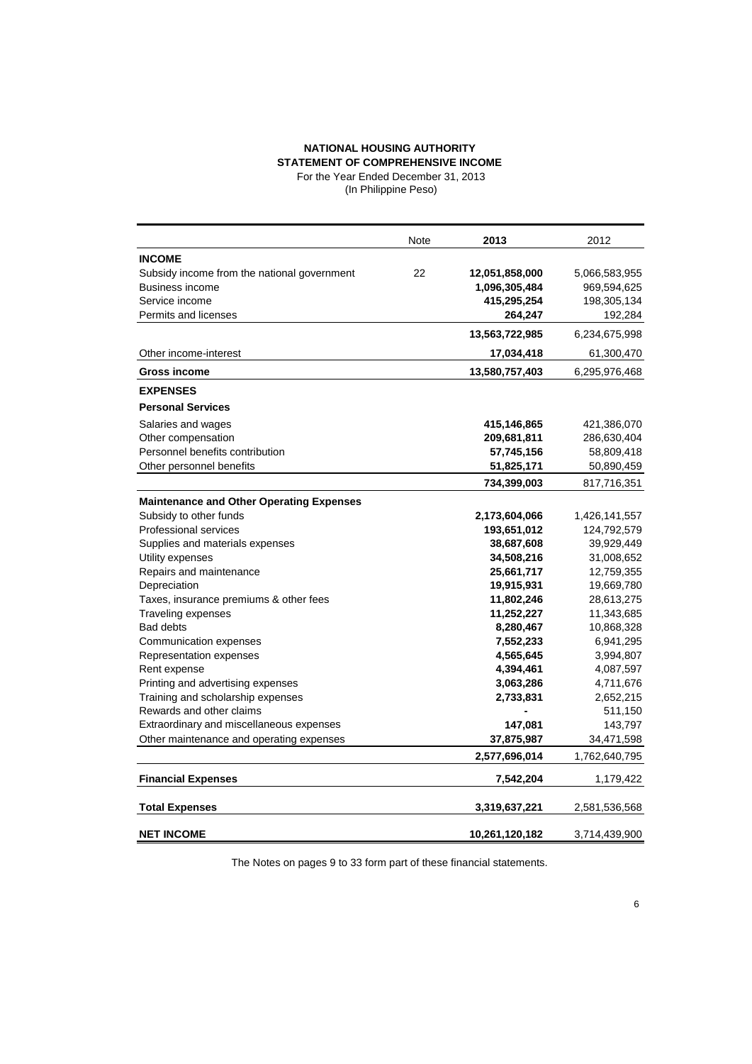**NATIONAL HOUSING AUTHORITY**
**STATEMENT OF COMPREHENSIVE INCOME**
For the Year Ended December 31, 2013
(In Philippine Peso)

| | Note | 2013 | 2012 |
|---|---|---|---|
| **INCOME** | | | |
| Subsidy income from the national government | 22 | **12,051,858,000** | 5,066,583,955 |
| Business income | | **1,096,305,484** | 969,594,625 |
| Service income | | **415,295,254** | 198,305,134 |
| Permits and licenses | | **264,247** | 192,284 |
| | | **13,563,722,985** | 6,234,675,998 |
| Other income-interest | | **17,034,418** | 61,300,470 |
| **Gross income** | | **13,580,757,403** | 6,295,976,468 |
| **EXPENSES** | | | |
| **Personal Services** | | | |
| Salaries and wages | | **415,146,865** | 421,386,070 |
| Other compensation | | **209,681,811** | 286,630,404 |
| Personnel benefits contribution | | **57,745,156** | 58,809,418 |
| Other personnel benefits | | **51,825,171** | 50,890,459 |
| | | **734,399,003** | 817,716,351 |
| **Maintenance and Other Operating Expenses** | | | |
| Subsidy to other funds | | **2,173,604,066** | 1,426,141,557 |
| Professional services | | **193,651,012** | 124,792,579 |
| Supplies and materials expenses | | **38,687,608** | 39,929,449 |
| Utility expenses | | **34,508,216** | 31,008,652 |
| Repairs and maintenance | | **25,661,717** | 12,759,355 |
| Depreciation | | **19,915,931** | 19,669,780 |
| Taxes, insurance premiums & other fees | | **11,802,246** | 28,613,275 |
| Traveling expenses | | **11,252,227** | 11,343,685 |
| Bad debts | | **8,280,467** | 10,868,328 |
| Communication expenses | | **7,552,233** | 6,941,295 |
| Representation expenses | | **4,565,645** | 3,994,807 |
| Rent expense | | **4,394,461** | 4,087,597 |
| Printing and advertising expenses | | **3,063,286** | 4,711,676 |
| Training and scholarship expenses | | **2,733,831** | 2,652,215 |
| Rewards and other claims | | **-** | 511,150 |
| Extraordinary and miscellaneous expenses | | **147,081** | 143,797 |
| Other maintenance and operating expenses | | **37,875,987** | 34,471,598 |
| | | **2,577,696,014** | 1,762,640,795 |
| **Financial Expenses** | | **7,542,204** | 1,179,422 |
| **Total Expenses** | | **3,319,637,221** | 2,581,536,568 |
| **NET INCOME** | | **10,261,120,182** | 3,714,439,900 |

The Notes on pages 9 to 33 form part of these financial statements.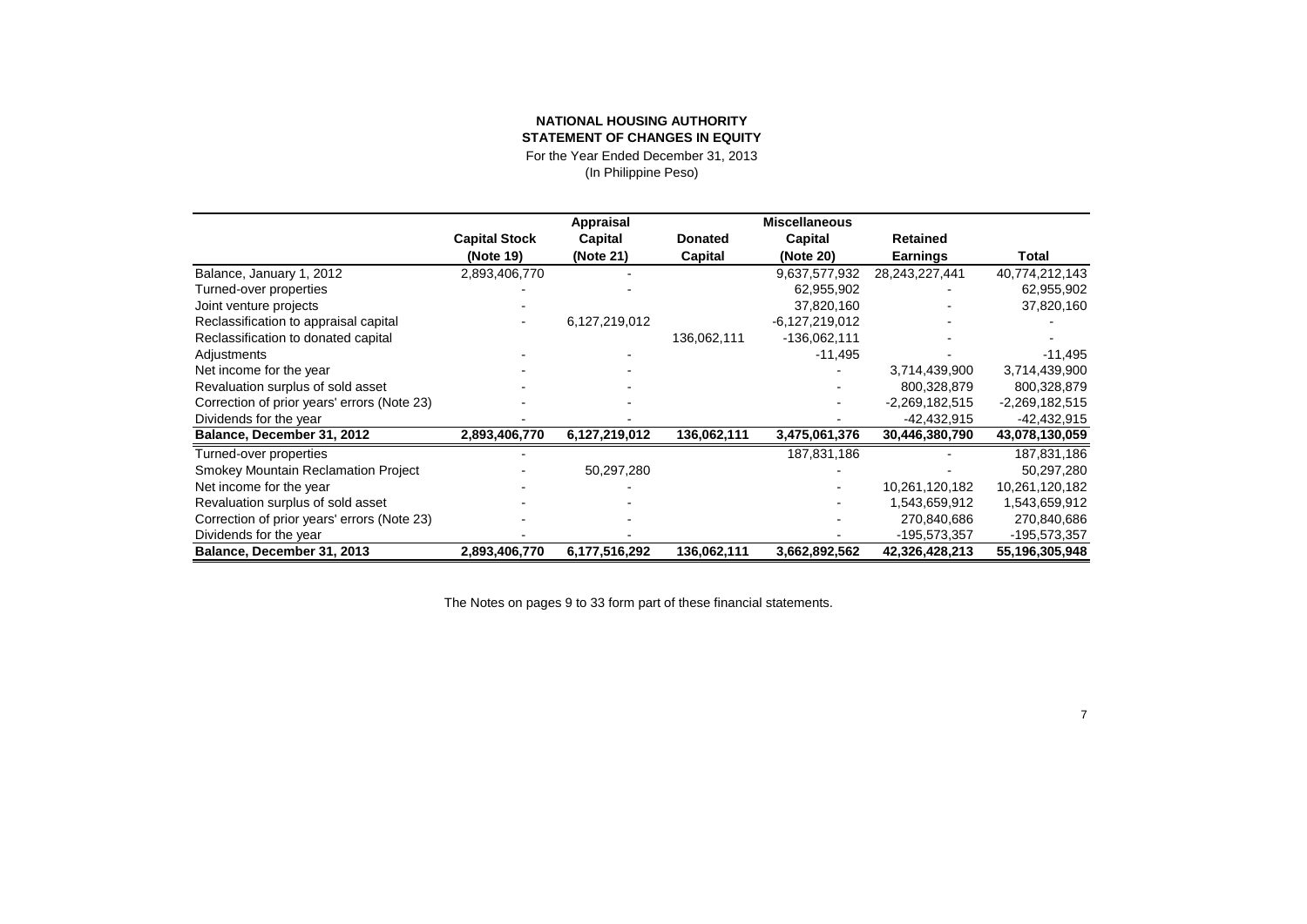**NATIONAL HOUSING AUTHORITY**
**STATEMENT OF CHANGES IN EQUITY**
For the Year Ended December 31, 2013
(In Philippine Peso)

| | Capital Stock (Note 19) | Appraisal Capital (Note 21) | Donated Capital | Miscellaneous Capital (Note 20) | Retained Earnings | Total |
|---|---|---|---|---|---|---|
| Balance, January 1, 2012 | 2,893,406,770 | - | | 9,637,577,932 | 28,243,227,441 | 40,774,212,143 |
| Turned-over properties | - | - | | 62,955,902 | - | 62,955,902 |
| Joint venture projects | - | - | | 37,820,160 | - | 37,820,160 |
| Reclassification to appraisal capital | - | 6,127,219,012 | | -6,127,219,012 | - | - |
| Reclassification to donated capital | | | 136,062,111 | -136,062,111 | - | - |
| Adjustments | - | - | | -11,495 | - | -11,495 |
| Net income for the year | - | - | | - | 3,714,439,900 | 3,714,439,900 |
| Revaluation surplus of sold asset | - | - | | - | 800,328,879 | 800,328,879 |
| Correction of prior years' errors (Note 23) | - | - | | - | -2,269,182,515 | -2,269,182,515 |
| Dividends for the year | - | - | | - | -42,432,915 | -42,432,915 |
| **Balance, December 31, 2012** | **2,893,406,770** | **6,127,219,012** | **136,062,111** | **3,475,061,376** | **30,446,380,790** | **43,078,130,059** |
| Turned-over properties | - | | | 187,831,186 | - | 187,831,186 |
| Smokey Mountain Reclamation Project | - | 50,297,280 | | - | - | 50,297,280 |
| Net income for the year | - | - | | - | 10,261,120,182 | 10,261,120,182 |
| Revaluation surplus of sold asset | - | - | | - | 1,543,659,912 | 1,543,659,912 |
| Correction of prior years' errors (Note 23) | - | - | | - | 270,840,686 | 270,840,686 |
| Dividends for the year | - | - | | - | -195,573,357 | -195,573,357 |
| **Balance, December 31, 2013** | **2,893,406,770** | **6,177,516,292** | **136,062,111** | **3,662,892,562** | **42,326,428,213** | **55,196,305,948** |

The Notes on pages 9 to 33 form part of these financial statements.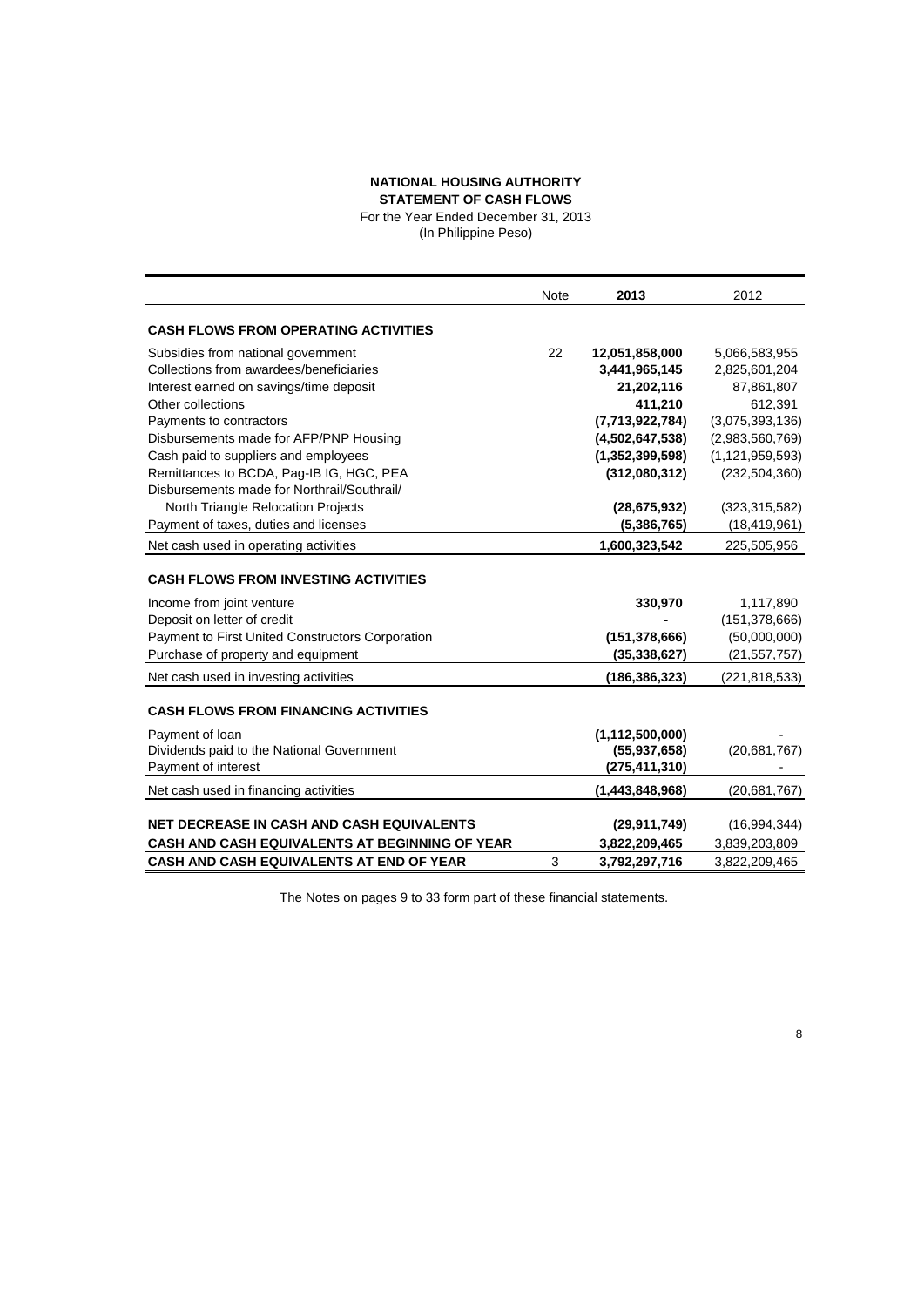**NATIONAL HOUSING AUTHORITY**
**STATEMENT OF CASH FLOWS**
For the Year Ended December 31, 2013
(In Philippine Peso)

| | Note | 2013 | 2012 |
|---|---|---|---|
| **CASH FLOWS FROM OPERATING ACTIVITIES** | | | |
| Subsidies from national government | 22 | **12,051,858,000** | 5,066,583,955 |
| Collections from awardees/beneficiaries | | **3,441,965,145** | 2,825,601,204 |
| Interest earned on savings/time deposit | | **21,202,116** | 87,861,807 |
| Other collections | | **411,210** | 612,391 |
| Payments to contractors | | **(7,713,922,784)** | (3,075,393,136) |
| Disbursements made for AFP/PNP Housing | | **(4,502,647,538)** | (2,983,560,769) |
| Cash paid to suppliers and employees | | **(1,352,399,598)** | (1,121,959,593) |
| Remittances to BCDA, Pag-IB IG, HGC, PEA | | **(312,080,312)** | (232,504,360) |
| Disbursements made for Northrail/Southrail/ North Triangle Relocation Projects | | **(28,675,932)** | (323,315,582) |
| Payment of taxes, duties and licenses | | **(5,386,765)** | (18,419,961) |
| Net cash used in operating activities | | **1,600,323,542** | 225,505,956 |
| **CASH FLOWS FROM INVESTING ACTIVITIES** | | | |
| Income from joint venture | | **330,970** | 1,117,890 |
| Deposit on letter of credit | | **-** | (151,378,666) |
| Payment to First United Constructors Corporation | | **(151,378,666)** | (50,000,000) |
| Purchase of property and equipment | | **(35,338,627)** | (21,557,757) |
| Net cash used in investing activities | | **(186,386,323)** | (221,818,533) |
| **CASH FLOWS FROM FINANCING ACTIVITIES** | | | |
| Payment of loan | | **(1,112,500,000)** | - |
| Dividends paid to the National Government | | **(55,937,658)** | (20,681,767) |
| Payment of interest | | **(275,411,310)** | - |
| Net cash used in financing activities | | **(1,443,848,968)** | (20,681,767) |
| **NET DECREASE IN CASH AND CASH EQUIVALENTS** | | **(29,911,749)** | (16,994,344) |
| **CASH AND CASH EQUIVALENTS AT BEGINNING OF YEAR** | | **3,822,209,465** | 3,839,203,809 |
| **CASH AND CASH EQUIVALENTS AT END OF YEAR** | 3 | **3,792,297,716** | 3,822,209,465 |

The Notes on pages 9 to 33 form part of these financial statements.